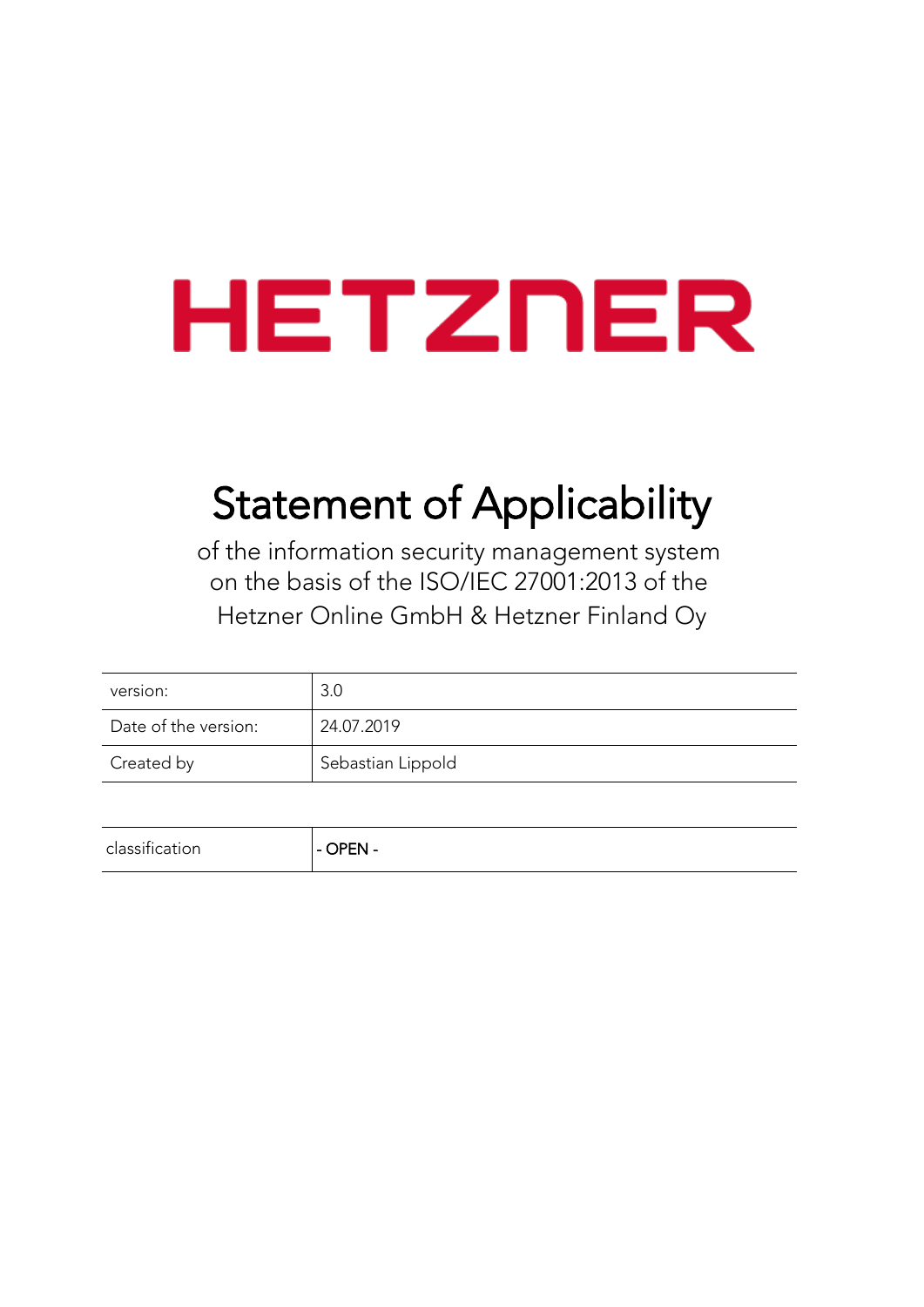# HETZNER

# Statement of Applicability

of the information security management system on the basis of the ISO/IEC 27001:2013 of the Hetzner Online GmbH & Hetzner Finland Oy

| | |
|---|---|
| version: | 3.0 |
| Date of the version: | 24.07.2019 |
| Created by | Sebastian Lippold |

| | |
|---|---|
| classification | - OPEN - |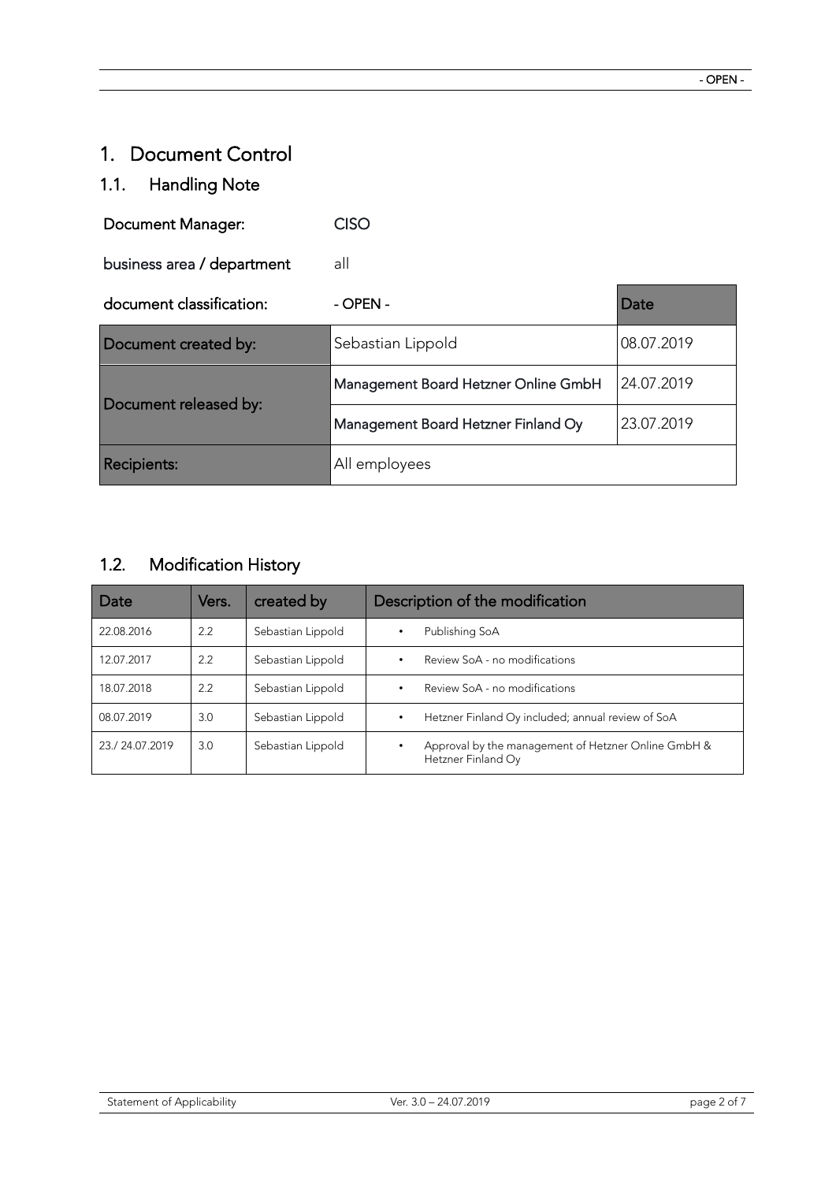# 1. Document Control

## 1.1. Handling Note

| Document Manager: | CISO | |
|---|---|---|
| business area / department | all | |
| document classification: | - OPEN - | Date |
| Document created by: | Sebastian Lippold | 08.07.2019 |
| Document released by: | Management Board Hetzner Online GmbH | 24.07.2019 |
| | Management Board Hetzner Finland Oy | 23.07.2019 |
| Recipients: | All employees | |

## 1.2. Modification History

| Date | Vers. | created by | Description of the modification |
|---|---|---|---|
| 22.08.2016 | 2.2 | Sebastian Lippold | • Publishing SoA |
| 12.07.2017 | 2.2 | Sebastian Lippold | • Review SoA - no modifications |
| 18.07.2018 | 2.2 | Sebastian Lippold | • Review SoA - no modifications |
| 08.07.2019 | 3.0 | Sebastian Lippold | • Hetzner Finland Oy included; annual review of SoA |
| 23./ 24.07.2019 | 3.0 | Sebastian Lippold | • Approval by the management of Hetzner Online GmbH & Hetzner Finland Oy |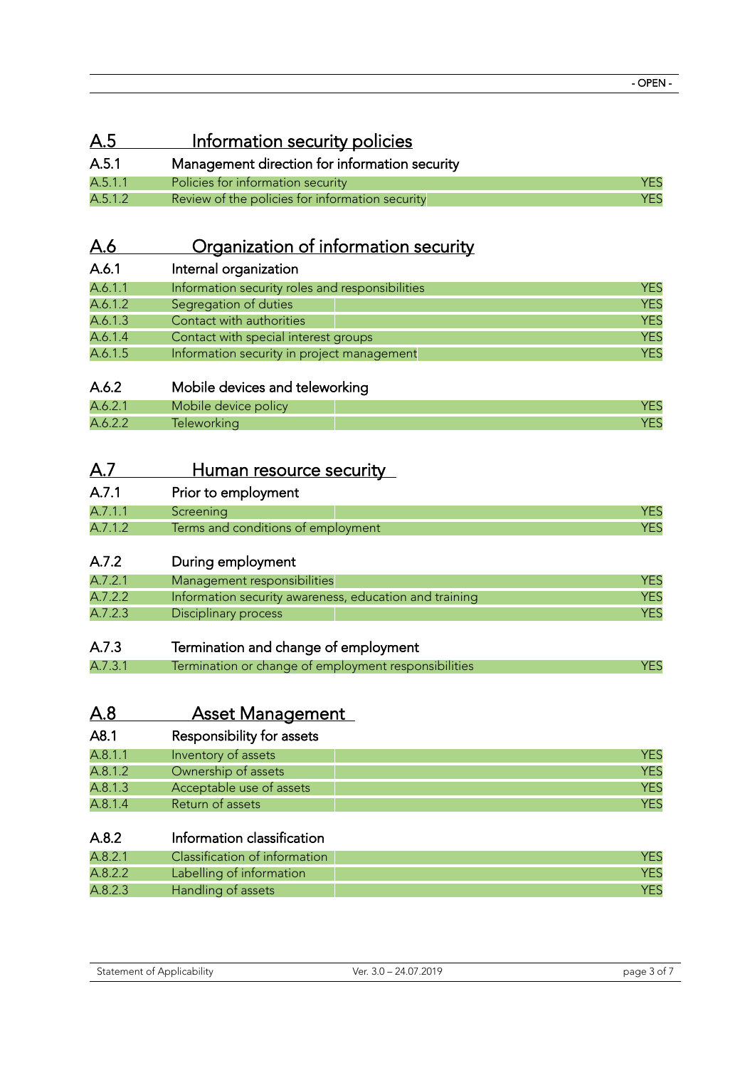## A.5 Information security policies

### A.5.1 Management direction for information security

| | | |
|---|---|---|
| A.5.1.1 | Policies for information security | YES |
| A.5.1.2 | Review of the policies for information security | YES |

## A.6 Organization of information security

### A.6.1 Internal organization

| | | |
|---|---|---|
| A.6.1.1 | Information security roles and responsibilities | YES |
| A.6.1.2 | Segregation of duties | YES |
| A.6.1.3 | Contact with authorities | YES |
| A.6.1.4 | Contact with special interest groups | YES |
| A.6.1.5 | Information security in project management | YES |

### A.6.2 Mobile devices and teleworking

| | | |
|---|---|---|
| A.6.2.1 | Mobile device policy | YES |
| A.6.2.2 | Teleworking | YES |

## A.7 Human resource security

### A.7.1 Prior to employment

| | | |
|---|---|---|
| A.7.1.1 | Screening | YES |
| A.7.1.2 | Terms and conditions of employment | YES |

### A.7.2 During employment

| | | |
|---|---|---|
| A.7.2.1 | Management responsibilities | YES |
| A.7.2.2 | Information security awareness, education and training | YES |
| A.7.2.3 | Disciplinary process | YES |

### A.7.3 Termination and change of employment

| | | |
|---|---|---|
| A.7.3.1 | Termination or change of employment responsibilities | YES |

## A.8 Asset Management

### A8.1 Responsibility for assets

| | | |
|---|---|---|
| A.8.1.1 | Inventory of assets | YES |
| A.8.1.2 | Ownership of assets | YES |
| A.8.1.3 | Acceptable use of assets | YES |
| A.8.1.4 | Return of assets | YES |

### A.8.2 Information classification

| | | |
|---|---|---|
| A.8.2.1 | Classification of information | YES |
| A.8.2.2 | Labelling of information | YES |
| A.8.2.3 | Handling of assets | YES |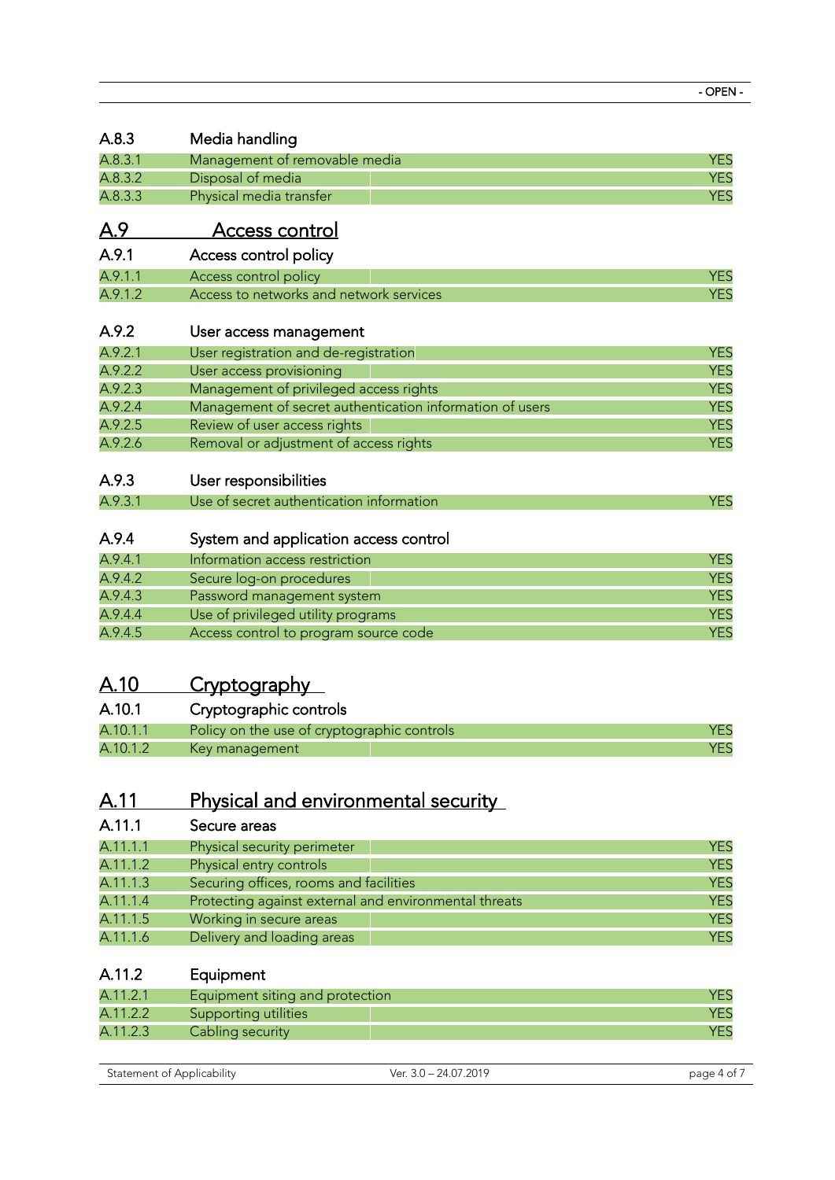### A.8.3 Media handling

| | | |
|---|---|---|
| A.8.3.1 | Management of removable media | YES |
| A.8.3.2 | Disposal of media | YES |
| A.8.3.3 | Physical media transfer | YES |

## A.9 Access control

### A.9.1 Access control policy

| | | |
|---|---|---|
| A.9.1.1 | Access control policy | YES |
| A.9.1.2 | Access to networks and network services | YES |

### A.9.2 User access management

| | | |
|---|---|---|
| A.9.2.1 | User registration and de-registration | YES |
| A.9.2.2 | User access provisioning | YES |
| A.9.2.3 | Management of privileged access rights | YES |
| A.9.2.4 | Management of secret authentication information of users | YES |
| A.9.2.5 | Review of user access rights | YES |
| A.9.2.6 | Removal or adjustment of access rights | YES |

### A.9.3 User responsibilities

| | | |
|---|---|---|
| A.9.3.1 | Use of secret authentication information | YES |

### A.9.4 System and application access control

| | | |
|---|---|---|
| A.9.4.1 | Information access restriction | YES |
| A.9.4.2 | Secure log-on procedures | YES |
| A.9.4.3 | Password management system | YES |
| A.9.4.4 | Use of privileged utility programs | YES |
| A.9.4.5 | Access control to program source code | YES |

## A.10 Cryptography

### A.10.1 Cryptographic controls

| | | |
|---|---|---|
| A.10.1.1 | Policy on the use of cryptographic controls | YES |
| A.10.1.2 | Key management | YES |

## A.11 Physical and environmental security

### A.11.1 Secure areas

| | | |
|---|---|---|
| A.11.1.1 | Physical security perimeter | YES |
| A.11.1.2 | Physical entry controls | YES |
| A.11.1.3 | Securing offices, rooms and facilities | YES |
| A.11.1.4 | Protecting against external and environmental threats | YES |
| A.11.1.5 | Working in secure areas | YES |
| A.11.1.6 | Delivery and loading areas | YES |

### A.11.2 Equipment

| | | |
|---|---|---|
| A.11.2.1 | Equipment siting and protection | YES |
| A.11.2.2 | Supporting utilities | YES |
| A.11.2.3 | Cabling security | YES |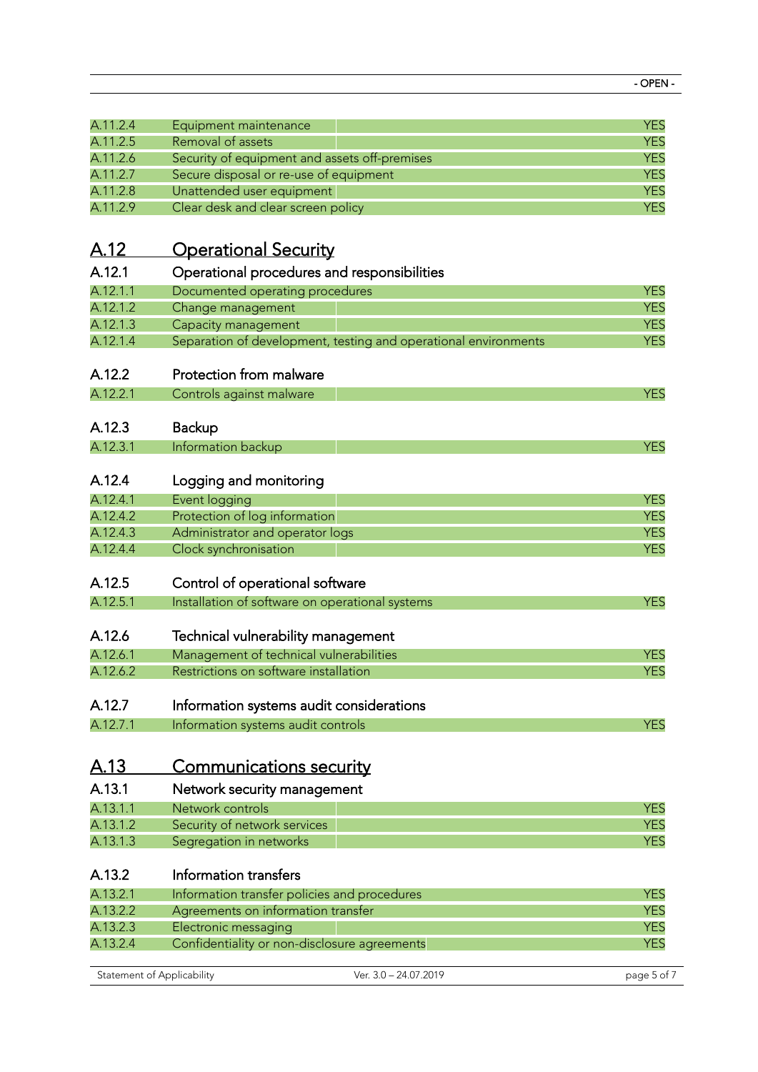| | | |
|---|---|---|
| A.11.2.4 | Equipment maintenance | YES |
| A.11.2.5 | Removal of assets | YES |
| A.11.2.6 | Security of equipment and assets off-premises | YES |
| A.11.2.7 | Secure disposal or re-use of equipment | YES |
| A.11.2.8 | Unattended user equipment | YES |
| A.11.2.9 | Clear desk and clear screen policy | YES |

# A.12 Operational Security

## A.12.1 Operational procedures and responsibilities

| | | |
|---|---|---|
| A.12.1.1 | Documented operating procedures | YES |
| A.12.1.2 | Change management | YES |
| A.12.1.3 | Capacity management | YES |
| A.12.1.4 | Separation of development, testing and operational environments | YES |

## A.12.2 Protection from malware

| | | |
|---|---|---|
| A.12.2.1 | Controls against malware | YES |

## A.12.3 Backup

| | | |
|---|---|---|
| A.12.3.1 | Information backup | YES |

## A.12.4 Logging and monitoring

| | | |
|---|---|---|
| A.12.4.1 | Event logging | YES |
| A.12.4.2 | Protection of log information | YES |
| A.12.4.3 | Administrator and operator logs | YES |
| A.12.4.4 | Clock synchronisation | YES |

## A.12.5 Control of operational software

| | | |
|---|---|---|
| A.12.5.1 | Installation of software on operational systems | YES |

## A.12.6 Technical vulnerability management

| | | |
|---|---|---|
| A.12.6.1 | Management of technical vulnerabilities | YES |
| A.12.6.2 | Restrictions on software installation | YES |

## A.12.7 Information systems audit considerations

| | | |
|---|---|---|
| A.12.7.1 | Information systems audit controls | YES |

# A.13 Communications security

## A.13.1 Network security management

| | | |
|---|---|---|
| A.13.1.1 | Network controls | YES |
| A.13.1.2 | Security of network services | YES |
| A.13.1.3 | Segregation in networks | YES |

## A.13.2 Information transfers

| | | |
|---|---|---|
| A.13.2.1 | Information transfer policies and procedures | YES |
| A.13.2.2 | Agreements on information transfer | YES |
| A.13.2.3 | Electronic messaging | YES |
| A.13.2.4 | Confidentiality or non-disclosure agreements | YES |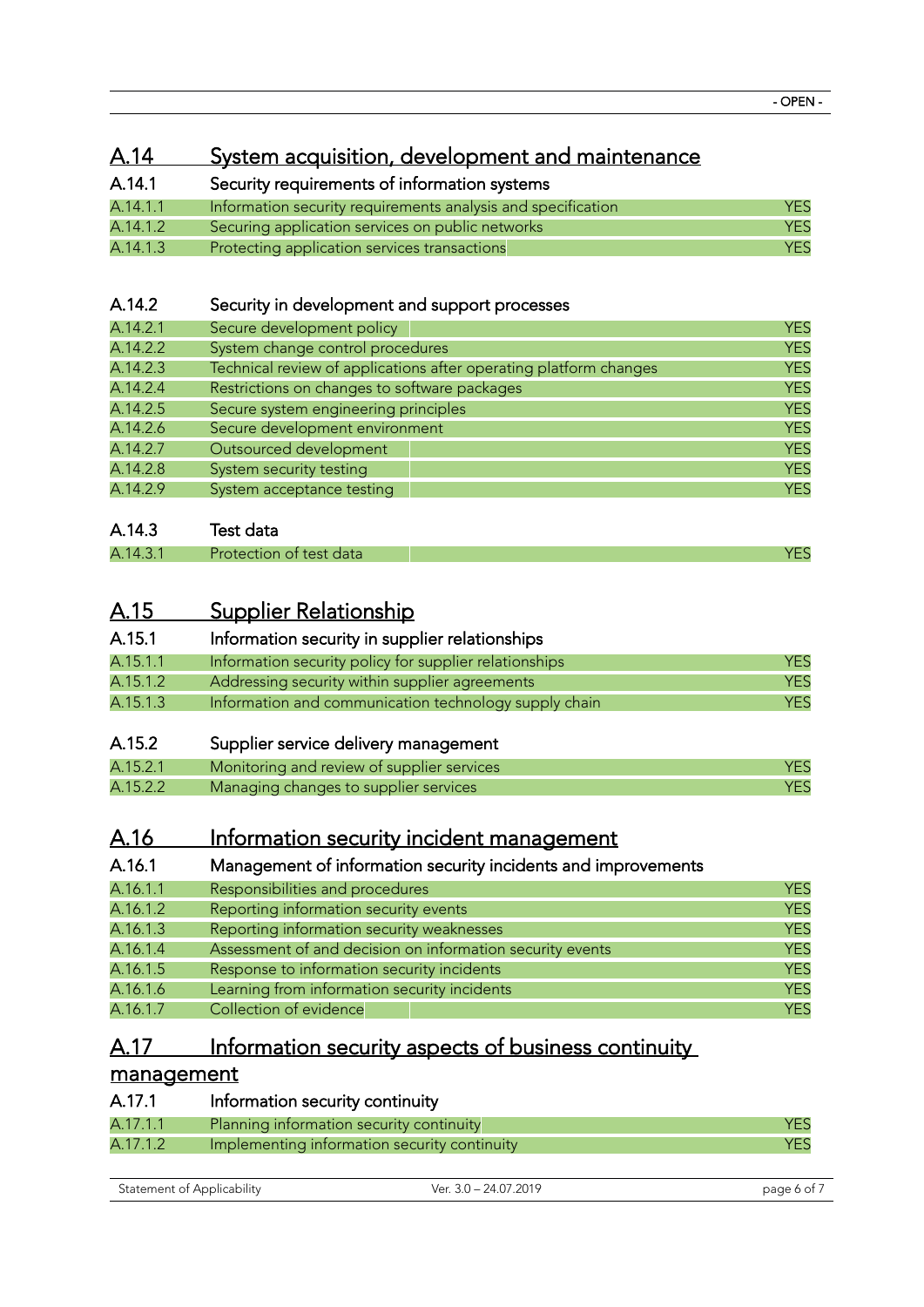## A.14 System acquisition, development and maintenance

### A.14.1 Security requirements of information systems

| | | |
|---|---|---|
| A.14.1.1 | Information security requirements analysis and specification | YES |
| A.14.1.2 | Securing application services on public networks | YES |
| A.14.1.3 | Protecting application services transactions | YES |

### A.14.2 Security in development and support processes

| | | |
|---|---|---|
| A.14.2.1 | Secure development policy | YES |
| A.14.2.2 | System change control procedures | YES |
| A.14.2.3 | Technical review of applications after operating platform changes | YES |
| A.14.2.4 | Restrictions on changes to software packages | YES |
| A.14.2.5 | Secure system engineering principles | YES |
| A.14.2.6 | Secure development environment | YES |
| A.14.2.7 | Outsourced development | YES |
| A.14.2.8 | System security testing | YES |
| A.14.2.9 | System acceptance testing | YES |

### A.14.3 Test data

| | | |
|---|---|---|
| A.14.3.1 | Protection of test data | YES |

## A.15 Supplier Relationship

### A.15.1 Information security in supplier relationships

| | | |
|---|---|---|
| A.15.1.1 | Information security policy for supplier relationships | YES |
| A.15.1.2 | Addressing security within supplier agreements | YES |
| A.15.1.3 | Information and communication technology supply chain | YES |

### A.15.2 Supplier service delivery management

| | | |
|---|---|---|
| A.15.2.1 | Monitoring and review of supplier services | YES |
| A.15.2.2 | Managing changes to supplier services | YES |

## A.16 Information security incident management

### A.16.1 Management of information security incidents and improvements

| | | |
|---|---|---|
| A.16.1.1 | Responsibilities and procedures | YES |
| A.16.1.2 | Reporting information security events | YES |
| A.16.1.3 | Reporting information security weaknesses | YES |
| A.16.1.4 | Assessment of and decision on information security events | YES |
| A.16.1.5 | Response to information security incidents | YES |
| A.16.1.6 | Learning from information security incidents | YES |
| A.16.1.7 | Collection of evidence | YES |

## A.17 Information security aspects of business continuity management

### A.17.1 Information security continuity

| | | |
|---|---|---|
| A.17.1.1 | Planning information security continuity | YES |
| A.17.1.2 | Implementing information security continuity | YES |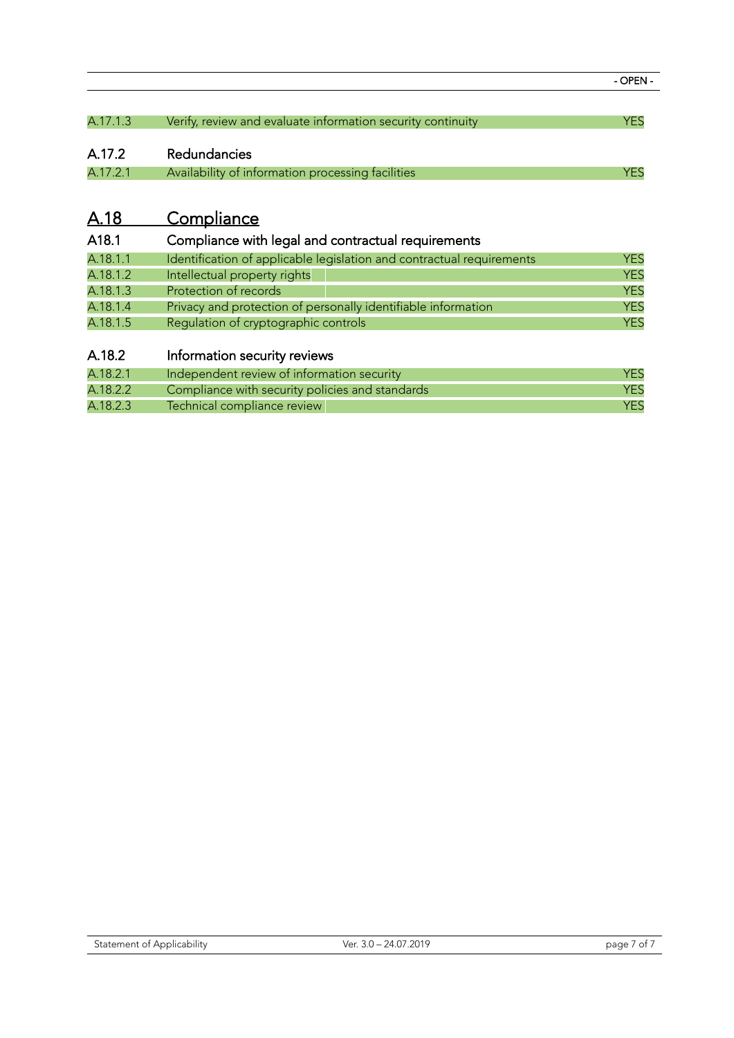| | | |
|---|---|---|
| A.17.1.3 | Verify, review and evaluate information security continuity | YES |

### A.17.2 Redundancies

| | | |
|---|---|---|
| A.17.2.1 | Availability of information processing facilities | YES |

## A.18 Compliance

### A18.1 Compliance with legal and contractual requirements

| | | |
|---|---|---|
| A.18.1.1 | Identification of applicable legislation and contractual requirements | YES |
| A.18.1.2 | Intellectual property rights | YES |
| A.18.1.3 | Protection of records | YES |
| A.18.1.4 | Privacy and protection of personally identifiable information | YES |
| A.18.1.5 | Regulation of cryptographic controls | YES |

### A.18.2 Information security reviews

| | | |
|---|---|---|
| A.18.2.1 | Independent review of information security | YES |
| A.18.2.2 | Compliance with security policies and standards | YES |
| A.18.2.3 | Technical compliance review | YES |